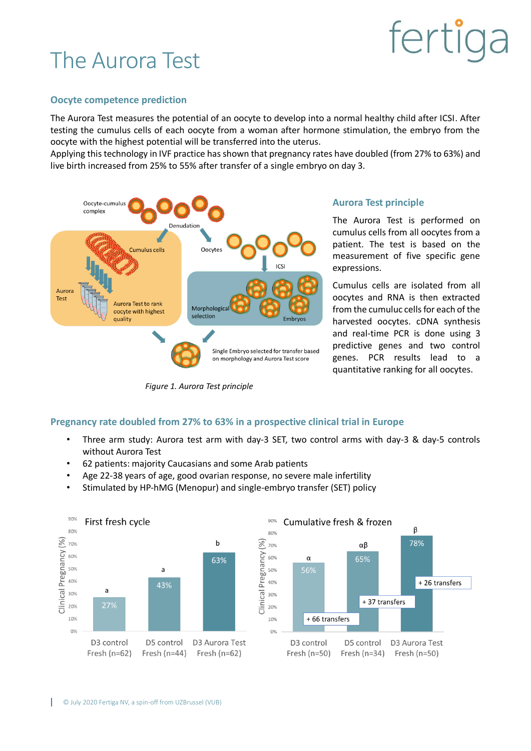# The Aurora Test

fertiga

## Oocyte competence prediction

The Aurora Test measures the potential of an oocyte to develop into a normal healthy child after ICSI. After testing the cumulus cells of each oocyte from a woman after hormone stimulation, the embryo from the oocyte with the highest potential will be transferred into the uterus.

Applying this technology in IVF practice has shown that pregnancy rates have doubled (from 27% to 63%) and live birth increased from 25% to 55% after transfer of a single embryo on day 3.

Figure 1. Aurora Test principle

## Aurora Test principle

The Aurora Test is performed on cumulus cells from all oocytes from a patient. The test is based on the measurement of five specific gene expressions.

Cumulus cells are isolated from all oocytes and RNA is then extracted from the cumuluc cells for each of the harvested oocytes. cDNA synthesis and real-time PCR is done using 3 predictive genes and two control genes. PCR results lead to a quantitative ranking for all oocytes.

## Pregnancy rate doubled from 27% to 63% in a prospective clinical trial in Europe

- Three arm study: Aurora test arm with day-3 SET, two control arms with day-3 & day-5 controls without Aurora Test
- 62 patients: majority Caucasians and some Arab patients
- Age 22-38 years of age, good ovarian response, no severe male infertility
- Stimulated by HP-hMG (Menopur) and single-embryo transfer (SET) policy

First fresh cycle — Clinical Pregnancy (%)

| Group | Clinical Pregnancy | Significance |
|---|---|---|
| D3 control Fresh (n=62) | 27% | a |
| D5 control Fresh (n=44) | 43% | a |
| D3 Aurora Test Fresh (n=62) | 63% | b |

Cumulative fresh & frozen — Clinical Pregnancy (%)

| Group | Clinical Pregnancy | Significance | Additional transfers |
|---|---|---|---|
| D3 control Fresh (n=50) | 56% | α | + 66 transfers |
| D5 control Fresh (n=34) | 65% | αβ | + 37 transfers |
| D3 Aurora Test Fresh (n=50) | 78% | β | + 26 transfers |

© July 2020 Fertiga NV, a spin-off from UZBrussel (VUB)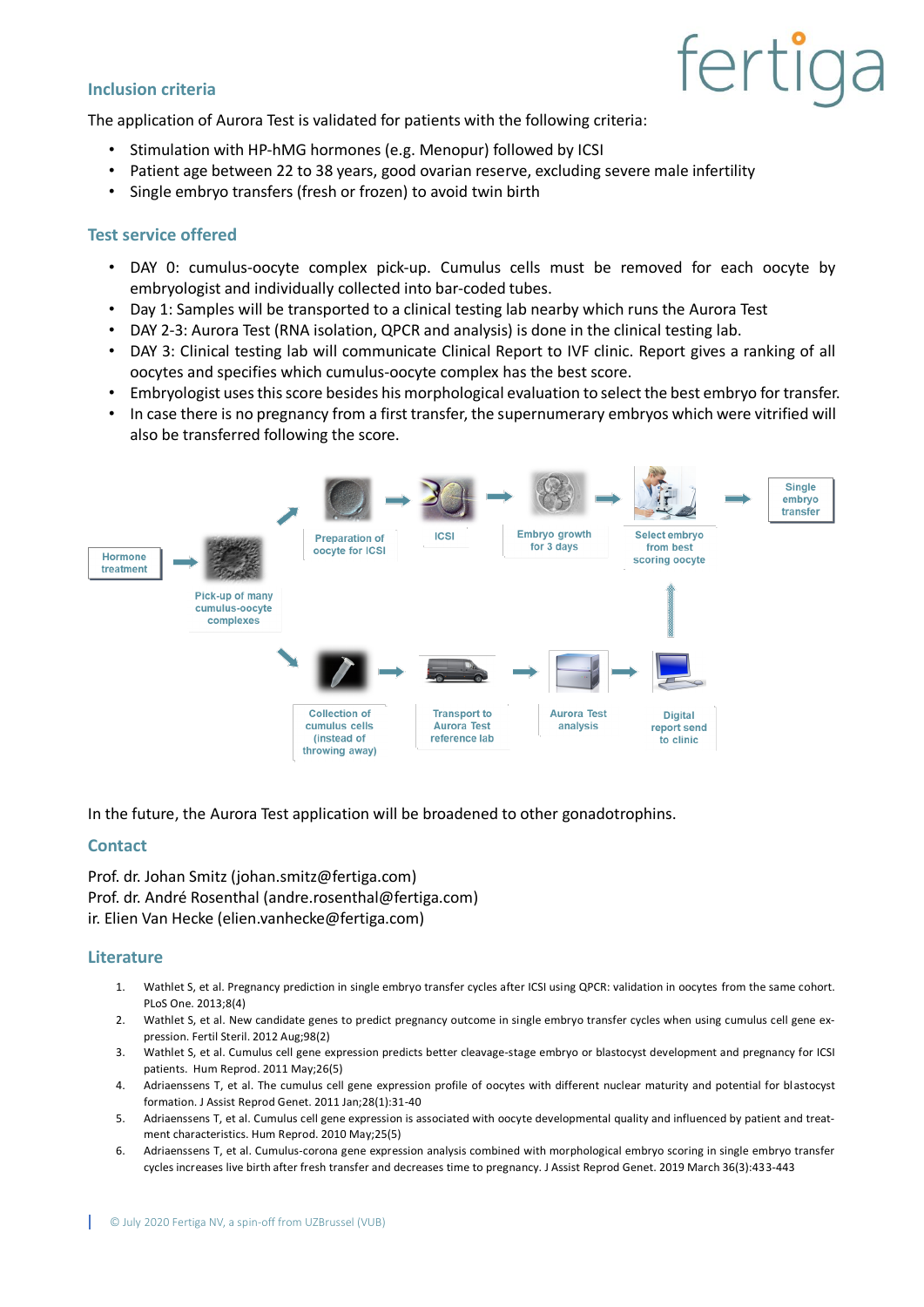## Inclusion criteria

The application of Aurora Test is validated for patients with the following criteria:

- Stimulation with HP-hMG hormones (e.g. Menopur) followed by ICSI
- Patient age between 22 to 38 years, good ovarian reserve, excluding severe male infertility
- Single embryo transfers (fresh or frozen) to avoid twin birth

## Test service offered

- DAY 0: cumulus-oocyte complex pick-up. Cumulus cells must be removed for each oocyte by embryologist and individually collected into bar-coded tubes.
- Day 1: Samples will be transported to a clinical testing lab nearby which runs the Aurora Test
- DAY 2-3: Aurora Test (RNA isolation, QPCR and analysis) is done in the clinical testing lab.
- DAY 3: Clinical testing lab will communicate Clinical Report to IVF clinic. Report gives a ranking of all oocytes and specifies which cumulus-oocyte complex has the best score.
- Embryologist uses this score besides his morphological evaluation to select the best embryo for transfer.
- In case there is no pregnancy from a first transfer, the supernumerary embryos which were vitrified will also be transferred following the score.

Hormone treatment
Pick-up of many cumulus-oocyte complexes
Preparation of oocyte for ICSI
ICSI
Embryo growth for 3 days
Select embryo from best scoring oocyte
Single embryo transfer
Collection of cumulus cells (instead of throwing away)
Transport to Aurora Test reference lab
Aurora Test analysis
Digital report send to clinic

In the future, the Aurora Test application will be broadened to other gonadotrophins.

## Contact

Prof. dr. Johan Smitz (johan.smitz@fertiga.com)
Prof. dr. André Rosenthal (andre.rosenthal@fertiga.com)
ir. Elien Van Hecke (elien.vanhecke@fertiga.com)

## Literature

1. Wathlet S, et al. Pregnancy prediction in single embryo transfer cycles after ICSI using QPCR: validation in oocytes from the same cohort. PLoS One. 2013;8(4)
2. Wathlet S, et al. New candidate genes to predict pregnancy outcome in single embryo transfer cycles when using cumulus cell gene expression. Fertil Steril. 2012 Aug;98(2)
3. Wathlet S, et al. Cumulus cell gene expression predicts better cleavage-stage embryo or blastocyst development and pregnancy for ICSI patients. Hum Reprod. 2011 May;26(5)
4. Adriaenssens T, et al. The cumulus cell gene expression profile of oocytes with different nuclear maturity and potential for blastocyst formation. J Assist Reprod Genet. 2011 Jan;28(1):31-40
5. Adriaenssens T, et al. Cumulus cell gene expression is associated with oocyte developmental quality and influenced by patient and treatment characteristics. Hum Reprod. 2010 May;25(5)
6. Adriaenssens T, et al. Cumulus-corona gene expression analysis combined with morphological embryo scoring in single embryo transfer cycles increases live birth after fresh transfer and decreases time to pregnancy. J Assist Reprod Genet. 2019 March 36(3):433-443

© July 2020 Fertiga NV, a spin-off from UZBrussel (VUB)